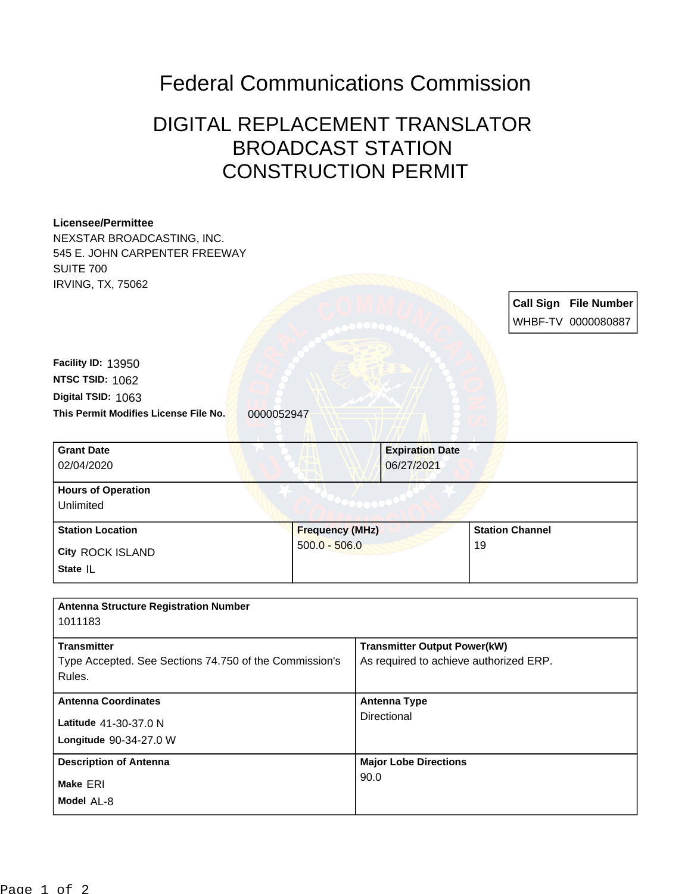# Federal Communications Commission

## DIGITAL REPLACEMENT TRANSLATOR BROADCAST STATION CONSTRUCTION PERMIT

**Licensee/Permittee**
NEXSTAR BROADCASTING, INC.
545 E. JOHN CARPENTER FREEWAY
SUITE 700
IRVING, TX, 75062

| Call Sign | File Number |
| --- | --- |
| WHBF-TV | 0000080887 |

**Facility ID:** 13950
**NTSC TSID:** 1062
**Digital TSID:** 1063
**This Permit Modifies License File No.** 0000052947

| Grant Date | Expiration Date |
| --- | --- |
| 02/04/2020 | 06/27/2021 |

**Hours of Operation**
Unlimited

| Station Location | Frequency (MHz) | Station Channel |
| --- | --- | --- |
| City ROCK ISLAND<br>State IL | 500.0 - 506.0 | 19 |

**Antenna Structure Registration Number**
1011183

| Transmitter | Transmitter Output Power(kW) |
| --- | --- |
| Type Accepted. See Sections 74.750 of the Commission's Rules. | As required to achieve authorized ERP. |

| Antenna Coordinates | Antenna Type |
| --- | --- |
| Latitude 41-30-37.0 N<br>Longitude 90-34-27.0 W | Directional |

| Description of Antenna | Major Lobe Directions |
| --- | --- |
| Make ERI<br>Model AL-8 | 90.0 |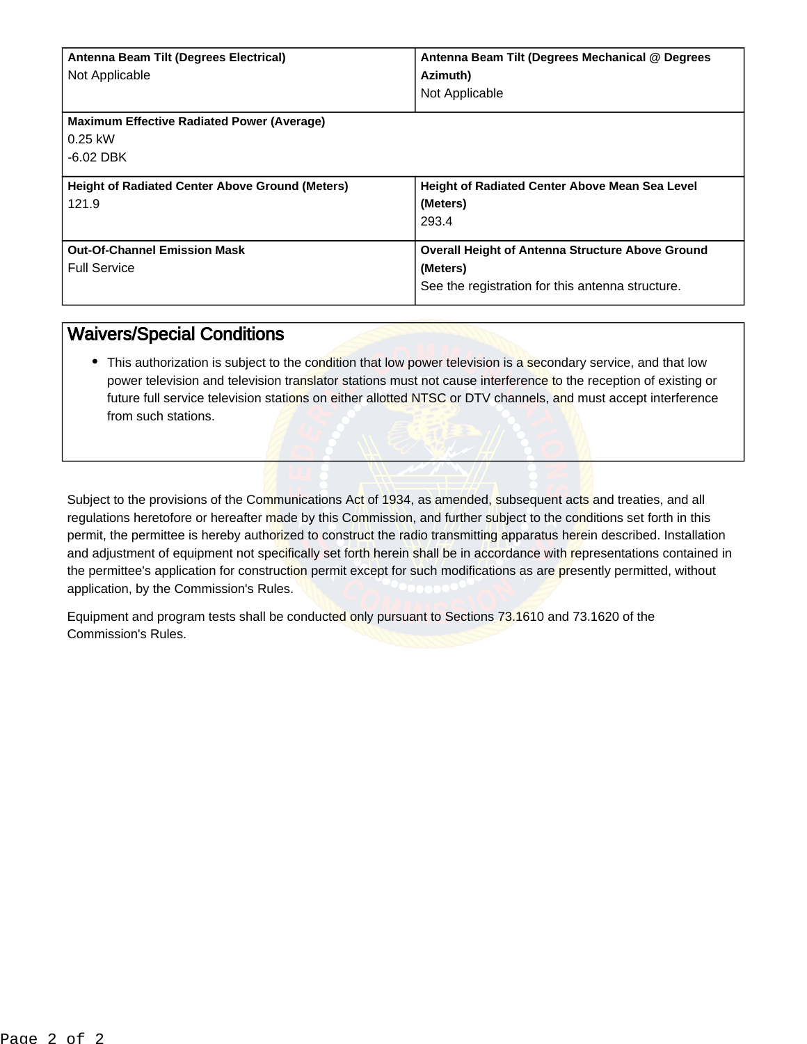| | |
|---|---|
| **Antenna Beam Tilt (Degrees Electrical)**<br>Not Applicable | **Antenna Beam Tilt (Degrees Mechanical @ Degrees Azimuth)**<br>Not Applicable |
| **Maximum Effective Radiated Power (Average)**<br>0.25 kW<br>-6.02 DBK | |
| **Height of Radiated Center Above Ground (Meters)**<br>121.9 | **Height of Radiated Center Above Mean Sea Level (Meters)**<br>293.4 |
| **Out-Of-Channel Emission Mask**<br>Full Service | **Overall Height of Antenna Structure Above Ground (Meters)**<br>See the registration for this antenna structure. |

## Waivers/Special Conditions

- This authorization is subject to the condition that low power television is a secondary service, and that low power television and television translator stations must not cause interference to the reception of existing or future full service television stations on either allotted NTSC or DTV channels, and must accept interference from such stations.

Subject to the provisions of the Communications Act of 1934, as amended, subsequent acts and treaties, and all regulations heretofore or hereafter made by this Commission, and further subject to the conditions set forth in this permit, the permittee is hereby authorized to construct the radio transmitting apparatus herein described. Installation and adjustment of equipment not specifically set forth herein shall be in accordance with representations contained in the permittee's application for construction permit except for such modifications as are presently permitted, without application, by the Commission's Rules.

Equipment and program tests shall be conducted only pursuant to Sections 73.1610 and 73.1620 of the Commission's Rules.